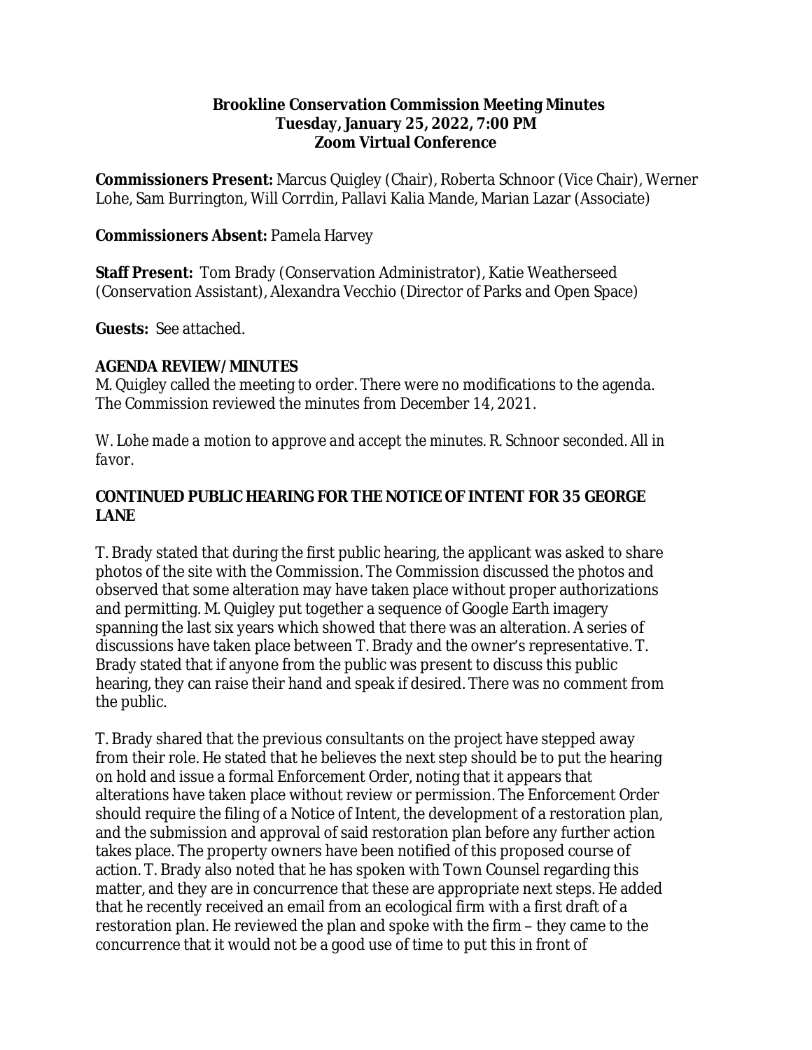**Brookline Conservation Commission Meeting Minutes**
**Tuesday, January 25, 2022, 7:00 PM**
**Zoom Virtual Conference**

**Commissioners Present:** Marcus Quigley (Chair), Roberta Schnoor (Vice Chair), Werner Lohe, Sam Burrington, Will Corrdin, Pallavi Kalia Mande, Marian Lazar (Associate)

**Commissioners Absent:** Pamela Harvey

**Staff Present:** Tom Brady (Conservation Administrator), Katie Weatherseed (Conservation Assistant), Alexandra Vecchio (Director of Parks and Open Space)

**Guests:** See attached.

**AGENDA REVIEW/ MINUTES**

M. Quigley called the meeting to order. There were no modifications to the agenda. The Commission reviewed the minutes from December 14, 2021.

*W. Lohe made a motion to approve and accept the minutes. R. Schnoor seconded. All in favor.*

**CONTINUED PUBLIC HEARING FOR THE NOTICE OF INTENT FOR 35 GEORGE LANE**

T. Brady stated that during the first public hearing, the applicant was asked to share photos of the site with the Commission. The Commission discussed the photos and observed that some alteration may have taken place without proper authorizations and permitting. M. Quigley put together a sequence of Google Earth imagery spanning the last six years which showed that there was an alteration. A series of discussions have taken place between T. Brady and the owner's representative. T. Brady stated that if anyone from the public was present to discuss this public hearing, they can raise their hand and speak if desired. There was no comment from the public.

T. Brady shared that the previous consultants on the project have stepped away from their role. He stated that he believes the next step should be to put the hearing on hold and issue a formal Enforcement Order, noting that it appears that alterations have taken place without review or permission. The Enforcement Order should require the filing of a Notice of Intent, the development of a restoration plan, and the submission and approval of said restoration plan before any further action takes place. The property owners have been notified of this proposed course of action. T. Brady also noted that he has spoken with Town Counsel regarding this matter, and they are in concurrence that these are appropriate next steps. He added that he recently received an email from an ecological firm with a first draft of a restoration plan. He reviewed the plan and spoke with the firm – they came to the concurrence that it would not be a good use of time to put this in front of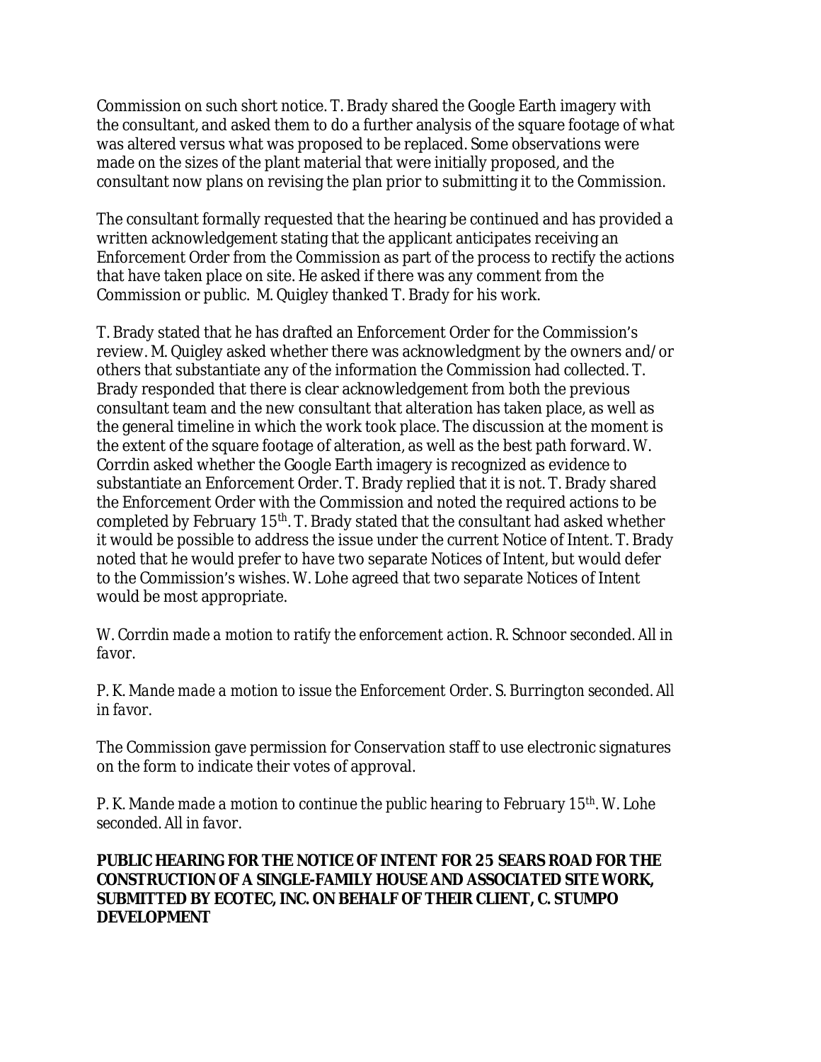Commission on such short notice. T. Brady shared the Google Earth imagery with the consultant, and asked them to do a further analysis of the square footage of what was altered versus what was proposed to be replaced. Some observations were made on the sizes of the plant material that were initially proposed, and the consultant now plans on revising the plan prior to submitting it to the Commission.

The consultant formally requested that the hearing be continued and has provided a written acknowledgement stating that the applicant anticipates receiving an Enforcement Order from the Commission as part of the process to rectify the actions that have taken place on site. He asked if there was any comment from the Commission or public. M. Quigley thanked T. Brady for his work.

T. Brady stated that he has drafted an Enforcement Order for the Commission's review. M. Quigley asked whether there was acknowledgment by the owners and/or others that substantiate any of the information the Commission had collected. T. Brady responded that there is clear acknowledgement from both the previous consultant team and the new consultant that alteration has taken place, as well as the general timeline in which the work took place. The discussion at the moment is the extent of the square footage of alteration, as well as the best path forward. W. Corrdin asked whether the Google Earth imagery is recognized as evidence to substantiate an Enforcement Order. T. Brady replied that it is not. T. Brady shared the Enforcement Order with the Commission and noted the required actions to be completed by February 15th. T. Brady stated that the consultant had asked whether it would be possible to address the issue under the current Notice of Intent. T. Brady noted that he would prefer to have two separate Notices of Intent, but would defer to the Commission's wishes. W. Lohe agreed that two separate Notices of Intent would be most appropriate.

*W. Corrdin made a motion to ratify the enforcement action. R. Schnoor seconded. All in favor.*

*P. K. Mande made a motion to issue the Enforcement Order. S. Burrington seconded. All in favor.*

The Commission gave permission for Conservation staff to use electronic signatures on the form to indicate their votes of approval.

*P. K. Mande made a motion to continue the public hearing to February 15th. W. Lohe seconded. All in favor.*

**PUBLIC HEARING FOR THE NOTICE OF INTENT FOR 25 SEARS ROAD FOR THE CONSTRUCTION OF A SINGLE-FAMILY HOUSE AND ASSOCIATED SITE WORK, SUBMITTED BY ECOTEC, INC. ON BEHALF OF THEIR CLIENT, C. STUMPO DEVELOPMENT**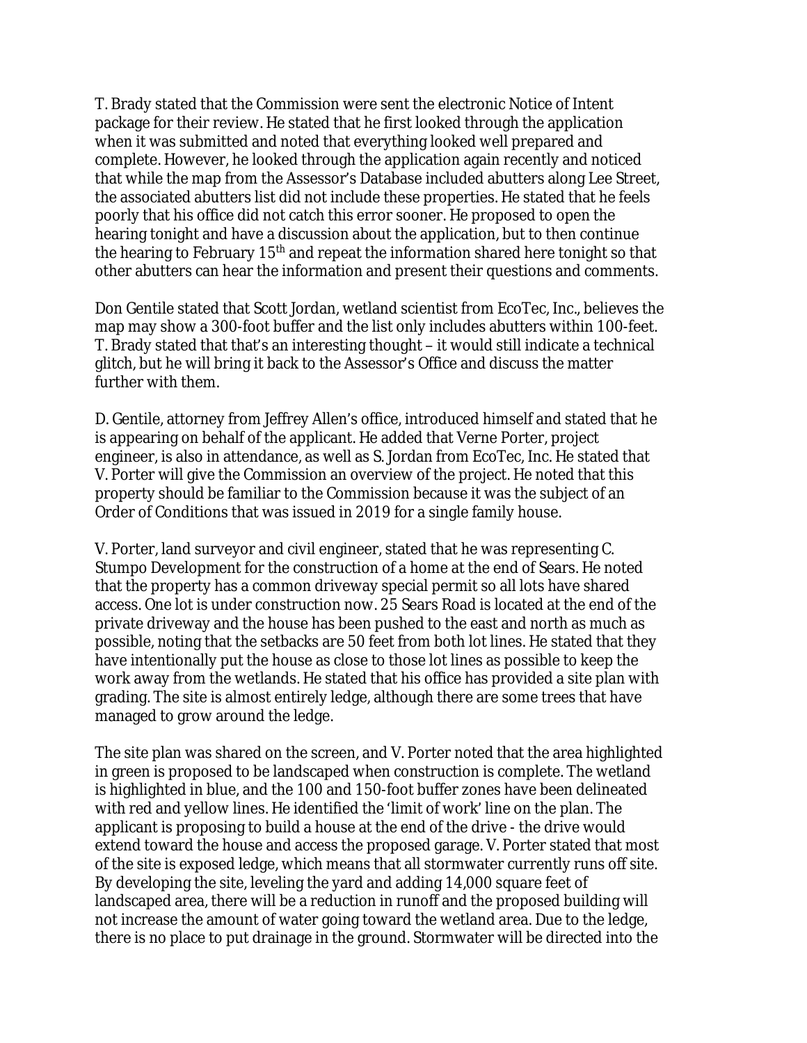T. Brady stated that the Commission were sent the electronic Notice of Intent package for their review. He stated that he first looked through the application when it was submitted and noted that everything looked well prepared and complete. However, he looked through the application again recently and noticed that while the map from the Assessor's Database included abutters along Lee Street, the associated abutters list did not include these properties. He stated that he feels poorly that his office did not catch this error sooner. He proposed to open the hearing tonight and have a discussion about the application, but to then continue the hearing to February 15th and repeat the information shared here tonight so that other abutters can hear the information and present their questions and comments.

Don Gentile stated that Scott Jordan, wetland scientist from EcoTec, Inc., believes the map may show a 300-foot buffer and the list only includes abutters within 100-feet. T. Brady stated that that's an interesting thought – it would still indicate a technical glitch, but he will bring it back to the Assessor's Office and discuss the matter further with them.

D. Gentile, attorney from Jeffrey Allen's office, introduced himself and stated that he is appearing on behalf of the applicant. He added that Verne Porter, project engineer, is also in attendance, as well as S. Jordan from EcoTec, Inc. He stated that V. Porter will give the Commission an overview of the project. He noted that this property should be familiar to the Commission because it was the subject of an Order of Conditions that was issued in 2019 for a single family house.

V. Porter, land surveyor and civil engineer, stated that he was representing C. Stumpo Development for the construction of a home at the end of Sears. He noted that the property has a common driveway special permit so all lots have shared access. One lot is under construction now. 25 Sears Road is located at the end of the private driveway and the house has been pushed to the east and north as much as possible, noting that the setbacks are 50 feet from both lot lines. He stated that they have intentionally put the house as close to those lot lines as possible to keep the work away from the wetlands. He stated that his office has provided a site plan with grading. The site is almost entirely ledge, although there are some trees that have managed to grow around the ledge.

The site plan was shared on the screen, and V. Porter noted that the area highlighted in green is proposed to be landscaped when construction is complete. The wetland is highlighted in blue, and the 100 and 150-foot buffer zones have been delineated with red and yellow lines. He identified the 'limit of work' line on the plan. The applicant is proposing to build a house at the end of the drive - the drive would extend toward the house and access the proposed garage. V. Porter stated that most of the site is exposed ledge, which means that all stormwater currently runs off site. By developing the site, leveling the yard and adding 14,000 square feet of landscaped area, there will be a reduction in runoff and the proposed building will not increase the amount of water going toward the wetland area. Due to the ledge, there is no place to put drainage in the ground. Stormwater will be directed into the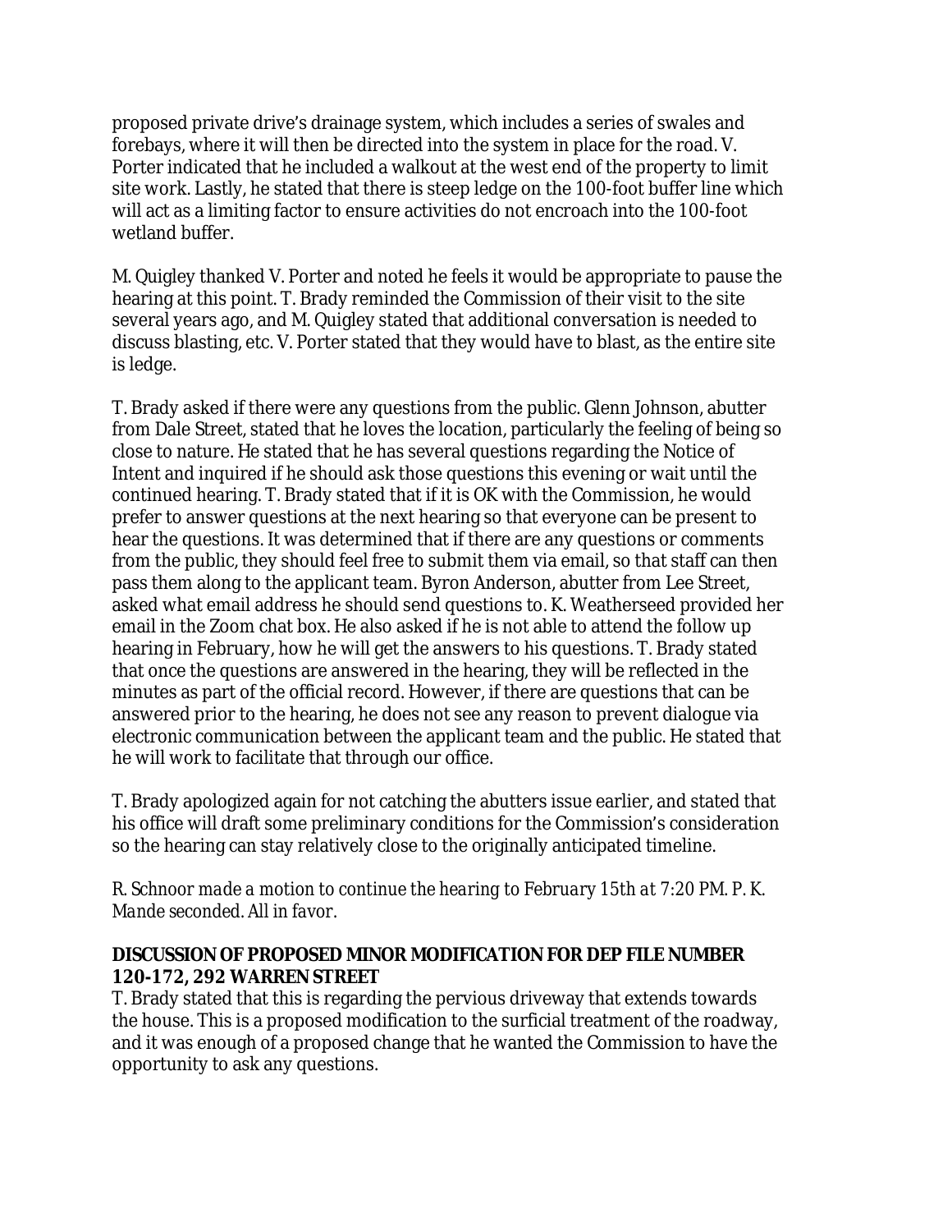proposed private drive's drainage system, which includes a series of swales and forebays, where it will then be directed into the system in place for the road. V. Porter indicated that he included a walkout at the west end of the property to limit site work. Lastly, he stated that there is steep ledge on the 100-foot buffer line which will act as a limiting factor to ensure activities do not encroach into the 100-foot wetland buffer.

M. Quigley thanked V. Porter and noted he feels it would be appropriate to pause the hearing at this point. T. Brady reminded the Commission of their visit to the site several years ago, and M. Quigley stated that additional conversation is needed to discuss blasting, etc. V. Porter stated that they would have to blast, as the entire site is ledge.

T. Brady asked if there were any questions from the public. Glenn Johnson, abutter from Dale Street, stated that he loves the location, particularly the feeling of being so close to nature. He stated that he has several questions regarding the Notice of Intent and inquired if he should ask those questions this evening or wait until the continued hearing. T. Brady stated that if it is OK with the Commission, he would prefer to answer questions at the next hearing so that everyone can be present to hear the questions. It was determined that if there are any questions or comments from the public, they should feel free to submit them via email, so that staff can then pass them along to the applicant team. Byron Anderson, abutter from Lee Street, asked what email address he should send questions to. K. Weatherseed provided her email in the Zoom chat box. He also asked if he is not able to attend the follow up hearing in February, how he will get the answers to his questions. T. Brady stated that once the questions are answered in the hearing, they will be reflected in the minutes as part of the official record. However, if there are questions that can be answered prior to the hearing, he does not see any reason to prevent dialogue via electronic communication between the applicant team and the public. He stated that he will work to facilitate that through our office.

T. Brady apologized again for not catching the abutters issue earlier, and stated that his office will draft some preliminary conditions for the Commission's consideration so the hearing can stay relatively close to the originally anticipated timeline.

*R. Schnoor made a motion to continue the hearing to February 15th at 7:20 PM. P. K. Mande seconded. All in favor.*

**DISCUSSION OF PROPOSED MINOR MODIFICATION FOR DEP FILE NUMBER 120-172, 292 WARREN STREET**

T. Brady stated that this is regarding the pervious driveway that extends towards the house. This is a proposed modification to the surficial treatment of the roadway, and it was enough of a proposed change that he wanted the Commission to have the opportunity to ask any questions.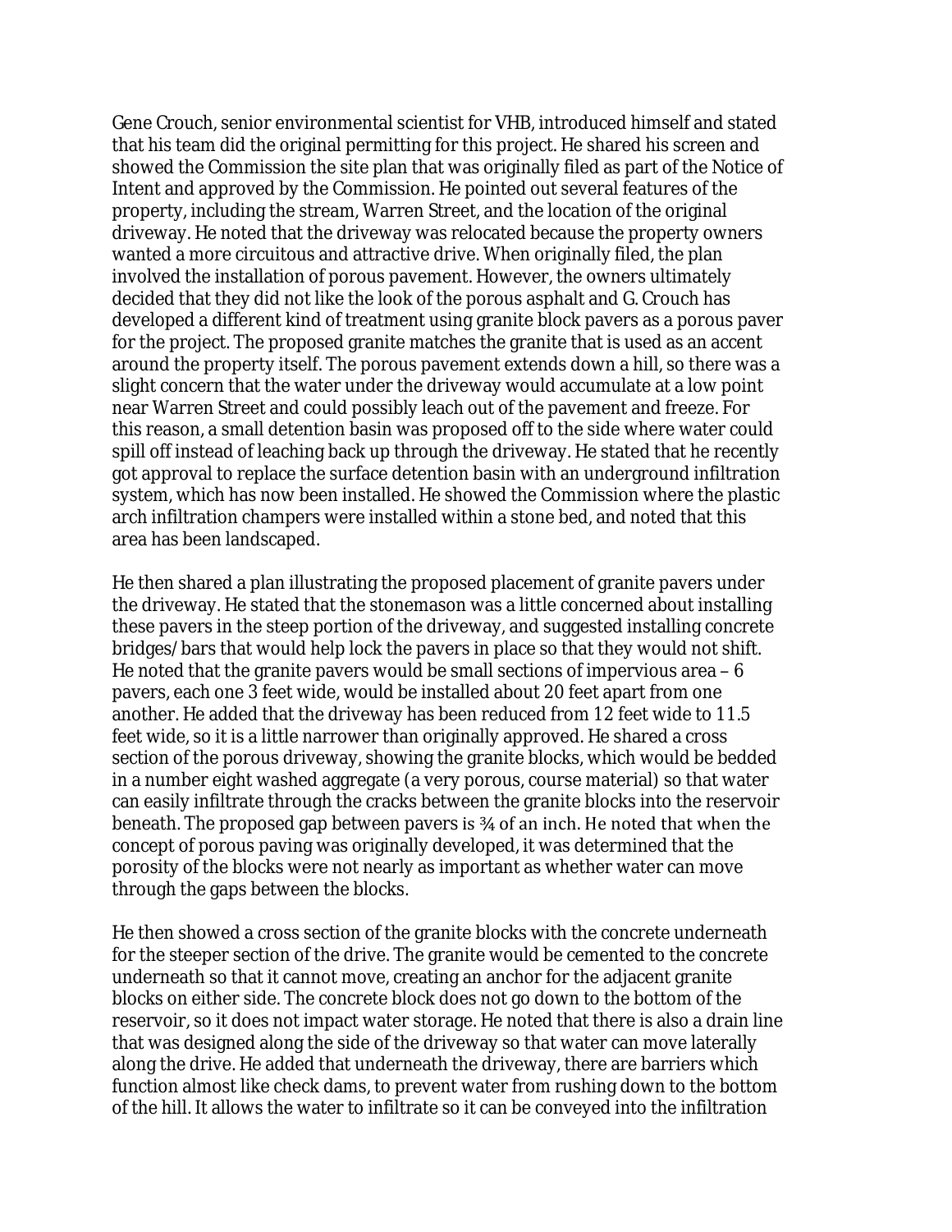Gene Crouch, senior environmental scientist for VHB, introduced himself and stated that his team did the original permitting for this project. He shared his screen and showed the Commission the site plan that was originally filed as part of the Notice of Intent and approved by the Commission. He pointed out several features of the property, including the stream, Warren Street, and the location of the original driveway. He noted that the driveway was relocated because the property owners wanted a more circuitous and attractive drive. When originally filed, the plan involved the installation of porous pavement. However, the owners ultimately decided that they did not like the look of the porous asphalt and G. Crouch has developed a different kind of treatment using granite block pavers as a porous paver for the project. The proposed granite matches the granite that is used as an accent around the property itself. The porous pavement extends down a hill, so there was a slight concern that the water under the driveway would accumulate at a low point near Warren Street and could possibly leach out of the pavement and freeze. For this reason, a small detention basin was proposed off to the side where water could spill off instead of leaching back up through the driveway. He stated that he recently got approval to replace the surface detention basin with an underground infiltration system, which has now been installed. He showed the Commission where the plastic arch infiltration champers were installed within a stone bed, and noted that this area has been landscaped.

He then shared a plan illustrating the proposed placement of granite pavers under the driveway. He stated that the stonemason was a little concerned about installing these pavers in the steep portion of the driveway, and suggested installing concrete bridges/bars that would help lock the pavers in place so that they would not shift. He noted that the granite pavers would be small sections of impervious area – 6 pavers, each one 3 feet wide, would be installed about 20 feet apart from one another. He added that the driveway has been reduced from 12 feet wide to 11.5 feet wide, so it is a little narrower than originally approved. He shared a cross section of the porous driveway, showing the granite blocks, which would be bedded in a number eight washed aggregate (a very porous, course material) so that water can easily infiltrate through the cracks between the granite blocks into the reservoir beneath. The proposed gap between pavers is ¾ of an inch. He noted that when the concept of porous paving was originally developed, it was determined that the porosity of the blocks were not nearly as important as whether water can move through the gaps between the blocks.

He then showed a cross section of the granite blocks with the concrete underneath for the steeper section of the drive. The granite would be cemented to the concrete underneath so that it cannot move, creating an anchor for the adjacent granite blocks on either side. The concrete block does not go down to the bottom of the reservoir, so it does not impact water storage. He noted that there is also a drain line that was designed along the side of the driveway so that water can move laterally along the drive. He added that underneath the driveway, there are barriers which function almost like check dams, to prevent water from rushing down to the bottom of the hill. It allows the water to infiltrate so it can be conveyed into the infiltration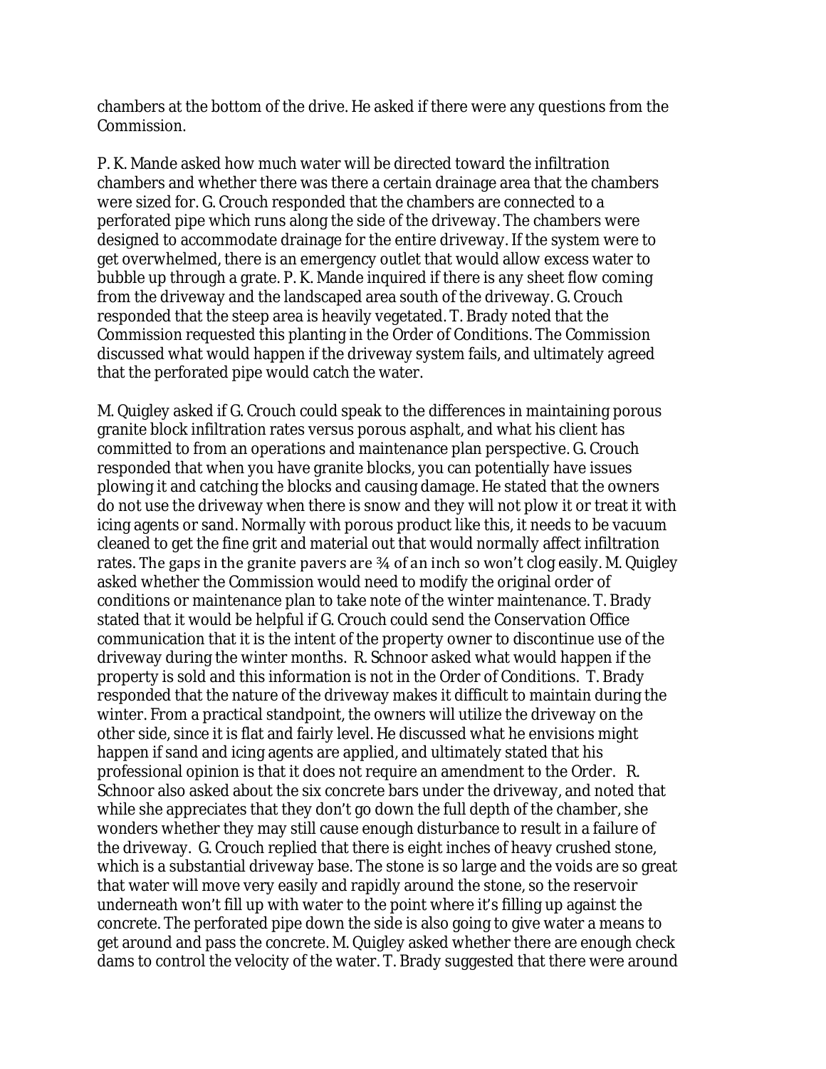chambers at the bottom of the drive. He asked if there were any questions from the Commission.

P. K. Mande asked how much water will be directed toward the infiltration chambers and whether there was there a certain drainage area that the chambers were sized for. G. Crouch responded that the chambers are connected to a perforated pipe which runs along the side of the driveway. The chambers were designed to accommodate drainage for the entire driveway. If the system were to get overwhelmed, there is an emergency outlet that would allow excess water to bubble up through a grate. P. K. Mande inquired if there is any sheet flow coming from the driveway and the landscaped area south of the driveway. G. Crouch responded that the steep area is heavily vegetated. T. Brady noted that the Commission requested this planting in the Order of Conditions. The Commission discussed what would happen if the driveway system fails, and ultimately agreed that the perforated pipe would catch the water.

M. Quigley asked if G. Crouch could speak to the differences in maintaining porous granite block infiltration rates versus porous asphalt, and what his client has committed to from an operations and maintenance plan perspective. G. Crouch responded that when you have granite blocks, you can potentially have issues plowing it and catching the blocks and causing damage. He stated that the owners do not use the driveway when there is snow and they will not plow it or treat it with icing agents or sand. Normally with porous product like this, it needs to be vacuum cleaned to get the fine grit and material out that would normally affect infiltration rates. The gaps in the granite pavers are ¾ of an inch so won't clog easily. M. Quigley asked whether the Commission would need to modify the original order of conditions or maintenance plan to take note of the winter maintenance. T. Brady stated that it would be helpful if G. Crouch could send the Conservation Office communication that it is the intent of the property owner to discontinue use of the driveway during the winter months. R. Schnoor asked what would happen if the property is sold and this information is not in the Order of Conditions. T. Brady responded that the nature of the driveway makes it difficult to maintain during the winter. From a practical standpoint, the owners will utilize the driveway on the other side, since it is flat and fairly level. He discussed what he envisions might happen if sand and icing agents are applied, and ultimately stated that his professional opinion is that it does not require an amendment to the Order. R. Schnoor also asked about the six concrete bars under the driveway, and noted that while she appreciates that they don't go down the full depth of the chamber, she wonders whether they may still cause enough disturbance to result in a failure of the driveway. G. Crouch replied that there is eight inches of heavy crushed stone, which is a substantial driveway base. The stone is so large and the voids are so great that water will move very easily and rapidly around the stone, so the reservoir underneath won't fill up with water to the point where it's filling up against the concrete. The perforated pipe down the side is also going to give water a means to get around and pass the concrete. M. Quigley asked whether there are enough check dams to control the velocity of the water. T. Brady suggested that there were around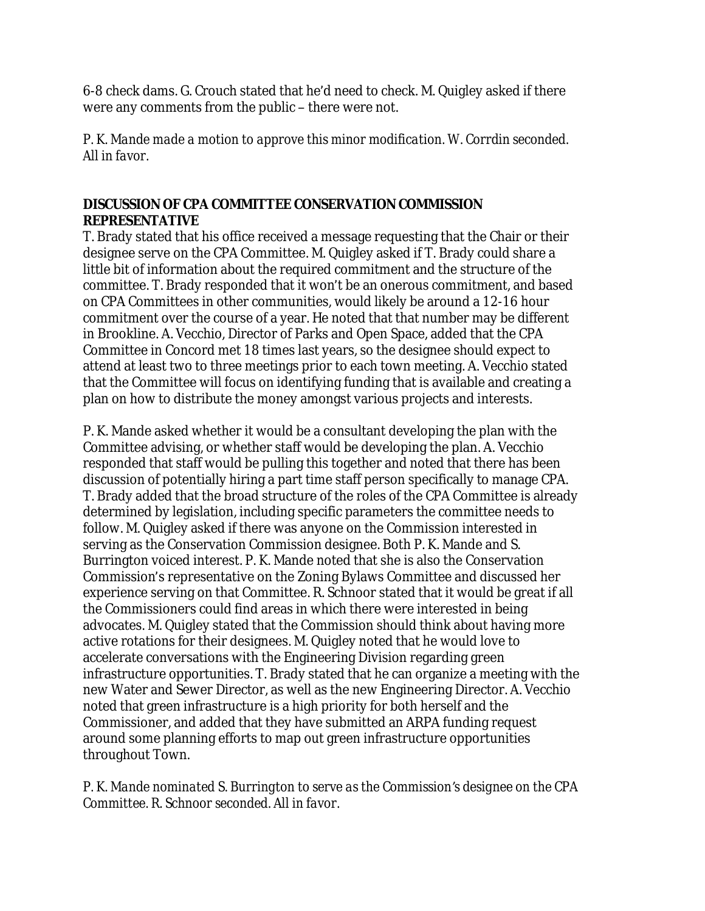6-8 check dams. G. Crouch stated that he'd need to check. M. Quigley asked if there were any comments from the public – there were not.

*P. K. Mande made a motion to approve this minor modification. W. Corrdin seconded. All in favor.*

**DISCUSSION OF CPA COMMITTEE CONSERVATION COMMISSION REPRESENTATIVE**

T. Brady stated that his office received a message requesting that the Chair or their designee serve on the CPA Committee. M. Quigley asked if T. Brady could share a little bit of information about the required commitment and the structure of the committee. T. Brady responded that it won't be an onerous commitment, and based on CPA Committees in other communities, would likely be around a 12-16 hour commitment over the course of a year. He noted that that number may be different in Brookline. A. Vecchio, Director of Parks and Open Space, added that the CPA Committee in Concord met 18 times last years, so the designee should expect to attend at least two to three meetings prior to each town meeting. A. Vecchio stated that the Committee will focus on identifying funding that is available and creating a plan on how to distribute the money amongst various projects and interests.

P. K. Mande asked whether it would be a consultant developing the plan with the Committee advising, or whether staff would be developing the plan. A. Vecchio responded that staff would be pulling this together and noted that there has been discussion of potentially hiring a part time staff person specifically to manage CPA. T. Brady added that the broad structure of the roles of the CPA Committee is already determined by legislation, including specific parameters the committee needs to follow. M. Quigley asked if there was anyone on the Commission interested in serving as the Conservation Commission designee. Both P. K. Mande and S. Burrington voiced interest. P. K. Mande noted that she is also the Conservation Commission's representative on the Zoning Bylaws Committee and discussed her experience serving on that Committee. R. Schnoor stated that it would be great if all the Commissioners could find areas in which there were interested in being advocates. M. Quigley stated that the Commission should think about having more active rotations for their designees. M. Quigley noted that he would love to accelerate conversations with the Engineering Division regarding green infrastructure opportunities. T. Brady stated that he can organize a meeting with the new Water and Sewer Director, as well as the new Engineering Director. A. Vecchio noted that green infrastructure is a high priority for both herself and the Commissioner, and added that they have submitted an ARPA funding request around some planning efforts to map out green infrastructure opportunities throughout Town.

*P. K. Mande nominated S. Burrington to serve as the Commission's designee on the CPA Committee. R. Schnoor seconded. All in favor.*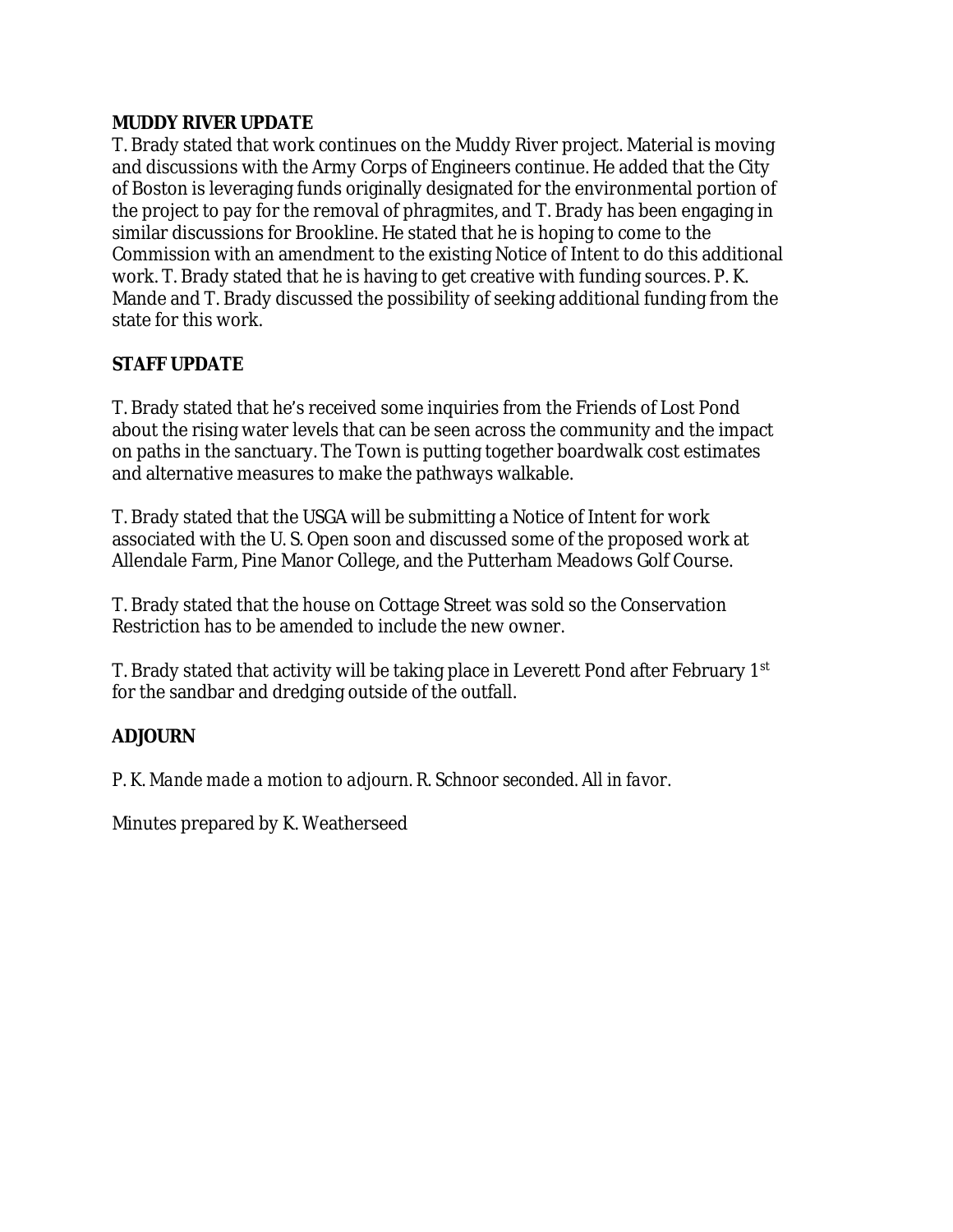**MUDDY RIVER UPDATE**

T. Brady stated that work continues on the Muddy River project. Material is moving and discussions with the Army Corps of Engineers continue. He added that the City of Boston is leveraging funds originally designated for the environmental portion of the project to pay for the removal of phragmites, and T. Brady has been engaging in similar discussions for Brookline. He stated that he is hoping to come to the Commission with an amendment to the existing Notice of Intent to do this additional work. T. Brady stated that he is having to get creative with funding sources. P. K. Mande and T. Brady discussed the possibility of seeking additional funding from the state for this work.

**STAFF UPDATE**

T. Brady stated that he's received some inquiries from the Friends of Lost Pond about the rising water levels that can be seen across the community and the impact on paths in the sanctuary. The Town is putting together boardwalk cost estimates and alternative measures to make the pathways walkable.

T. Brady stated that the USGA will be submitting a Notice of Intent for work associated with the U. S. Open soon and discussed some of the proposed work at Allendale Farm, Pine Manor College, and the Putterham Meadows Golf Course.

T. Brady stated that the house on Cottage Street was sold so the Conservation Restriction has to be amended to include the new owner.

T. Brady stated that activity will be taking place in Leverett Pond after February 1st for the sandbar and dredging outside of the outfall.

**ADJOURN**

*P. K. Mande made a motion to adjourn. R. Schnoor seconded. All in favor.*

Minutes prepared by K. Weatherseed